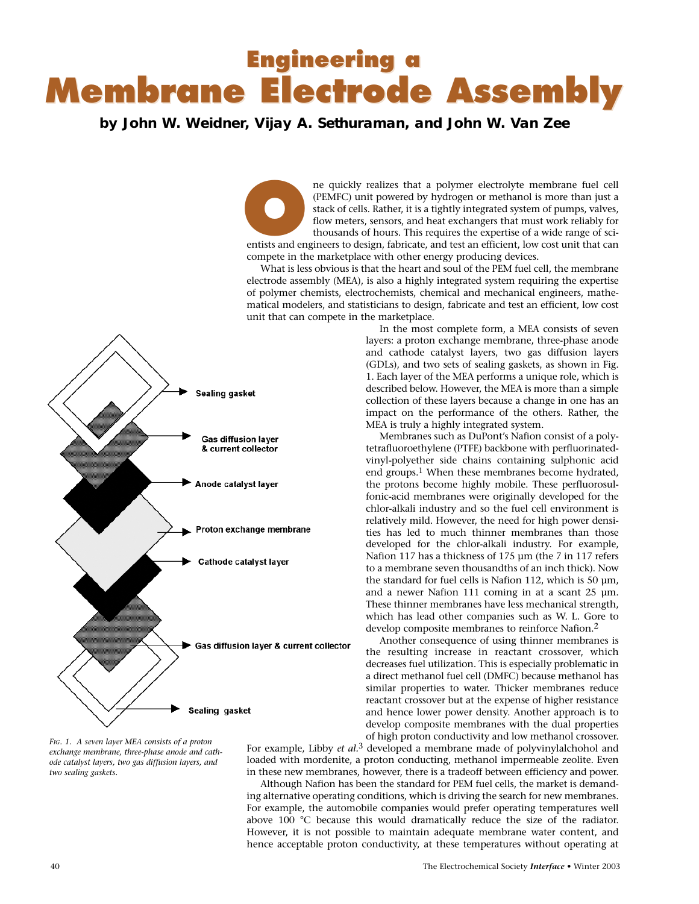# Engineering a Membrane Electrode Assembly

**by John W. Weidner, Vijay A. Sethuraman, and John W. Van Zee**

One quickly realizes that a polymer electrolyte membrane fuel cell (PEMFC) unit powered by hydrogen or methanol is more than just a stack of cells. Rather, it is a tightly integrated system of pumps, valves, flow meters, sensors, and heat exchangers that must work reliably for thousands of hours. This requires the expertise of a wide range of scientists and engineers to design, fabricate, and test an efficient, low cost unit that can compete in the marketplace with other energy producing devices.

What is less obvious is that the heart and soul of the PEM fuel cell, the membrane electrode assembly (MEA), is also a highly integrated system requiring the expertise of polymer chemists, electrochemists, chemical and mechanical engineers, mathematical modelers, and statisticians to design, fabricate and test an efficient, low cost unit that can compete in the marketplace.

In the most complete form, a MEA consists of seven layers: a proton exchange membrane, three-phase anode and cathode catalyst layers, two gas diffusion layers (GDLs), and two sets of sealing gaskets, as shown in Fig. 1. Each layer of the MEA performs a unique role, which is described below. However, the MEA is more than a simple collection of these layers because a change in one has an impact on the performance of the others. Rather, the MEA is truly a highly integrated system.

Membranes such as DuPont's Nafion consist of a polytetrafluoroethylene (PTFE) backbone with perfluorinated-vinyl-polyether side chains containing sulphonic acid end groups.[1] When these membranes become hydrated, the protons become highly mobile. These perfluorosulfonic-acid membranes were originally developed for the chlor-alkali industry and so the fuel cell environment is relatively mild. However, the need for high power densities has led to much thinner membranes than those developed for the chlor-alkali industry. For example, Nafion 117 has a thickness of 175 µm (the 7 in 117 refers to a membrane seven thousandths of an inch thick). Now the standard for fuel cells is Nafion 112, which is 50 µm, and a newer Nafion 111 coming in at a scant 25 µm. These thinner membranes have less mechanical strength, which has lead other companies such as W. L. Gore to develop composite membranes to reinforce Nafion.[2]

Another consequence of using thinner membranes is the resulting increase in reactant crossover, which decreases fuel utilization. This is especially problematic in a direct methanol fuel cell (DMFC) because methanol has similar properties to water. Thicker membranes reduce reactant crossover but at the expense of higher resistance and hence lower power density. Another approach is to develop composite membranes with the dual properties of high proton conductivity and low methanol crossover. For example, Libby *et al.*[3] developed a membrane made of polyvinylalchohol and loaded with mordenite, a proton conducting, methanol impermeable zeolite. Even in these new membranes, however, there is a tradeoff between efficiency and power.

Although Nafion has been the standard for PEM fuel cells, the market is demanding alternative operating conditions, which is driving the search for new membranes. For example, the automobile companies would prefer operating temperatures well above 100 °C because this would dramatically reduce the size of the radiator. However, it is not possible to maintain adequate membrane water content, and hence acceptable proton conductivity, at these temperatures without operating at

Sealing gasket

Gas diffusion layer & current collector

Anode catalyst layer

Proton exchange membrane

Cathode catalyst layer

Gas diffusion layer & current collector

Sealing gasket

*Fig. 1. A seven layer MEA consists of a proton exchange membrane, three-phase anode and cathode catalyst layers, two gas diffusion layers, and two sealing gaskets.*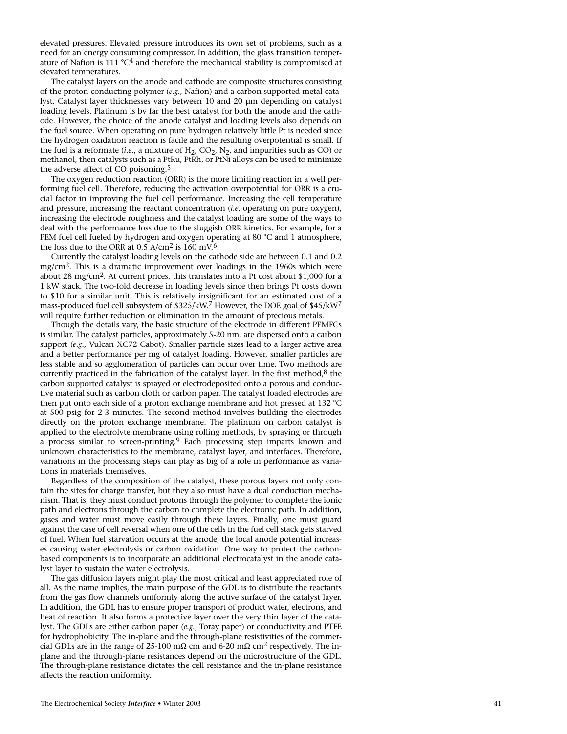elevated pressures. Elevated pressure introduces its own set of problems, such as a need for an energy consuming compressor. In addition, the glass transition temperature of Nafion is 111 °C[4] and therefore the mechanical stability is compromised at elevated temperatures.

The catalyst layers on the anode and cathode are composite structures consisting of the proton conducting polymer (*e.g.*, Nafion) and a carbon supported metal catalyst. Catalyst layer thicknesses vary between 10 and 20 µm depending on catalyst loading levels. Platinum is by far the best catalyst for both the anode and the cathode. However, the choice of the anode catalyst and loading levels also depends on the fuel source. When operating on pure hydrogen relatively little Pt is needed since the hydrogen oxidation reaction is facile and the resulting overpotential is small. If the fuel is a reformate (*i.e.*, a mixture of $H_2$, $CO_2$, $N_2$, and impurities such as CO) or methanol, then catalysts such as a PtRu, PtRh, or PtNi alloys can be used to minimize the adverse affect of CO poisoning.[5]

The oxygen reduction reaction (ORR) is the more limiting reaction in a well performing fuel cell. Therefore, reducing the activation overpotential for ORR is a crucial factor in improving the fuel cell performance. Increasing the cell temperature and pressure, increasing the reactant concentration (*i.e.* operating on pure oxygen), increasing the electrode roughness and the catalyst loading are some of the ways to deal with the performance loss due to the sluggish ORR kinetics. For example, for a PEM fuel cell fueled by hydrogen and oxygen operating at 80 °C and 1 atmosphere, the loss due to the ORR at 0.5 A/cm$^2$ is 160 mV.[6]

Currently the catalyst loading levels on the cathode side are between 0.1 and 0.2 mg/cm$^2$. This is a dramatic improvement over loadings in the 1960s which were about 28 mg/cm$^2$. At current prices, this translates into a Pt cost about \$1,000 for a 1 kW stack. The two-fold decrease in loading levels since then brings Pt costs down to \$10 for a similar unit. This is relatively insignificant for an estimated cost of a mass-produced fuel cell subsystem of \$325/kW.[7] However, the DOE goal of \$45/kW[7] will require further reduction or elimination in the amount of precious metals.

Though the details vary, the basic structure of the electrode in different PEMFCs is similar. The catalyst particles, approximately 5-20 nm, are dispersed onto a carbon support (*e.g.*, Vulcan XC72 Cabot). Smaller particle sizes lead to a larger active area and a better performance per mg of catalyst loading. However, smaller particles are less stable and so agglomeration of particles can occur over time. Two methods are currently practiced in the fabrication of the catalyst layer. In the first method,[8] the carbon supported catalyst is sprayed or electrodeposited onto a porous and conductive material such as carbon cloth or carbon paper. The catalyst loaded electrodes are then put onto each side of a proton exchange membrane and hot pressed at 132 °C at 500 psig for 2-3 minutes. The second method involves building the electrodes directly on the proton exchange membrane. The platinum on carbon catalyst is applied to the electrolyte membrane using rolling methods, by spraying or through a process similar to screen-printing.[9] Each processing step imparts known and unknown characteristics to the membrane, catalyst layer, and interfaces. Therefore, variations in the processing steps can play as big of a role in performance as variations in materials themselves.

Regardless of the composition of the catalyst, these porous layers not only contain the sites for charge transfer, but they also must have a dual conduction mechanism. That is, they must conduct protons through the polymer to complete the ionic path and electrons through the carbon to complete the electronic path. In addition, gases and water must move easily through these layers. Finally, one must guard against the case of cell reversal when one of the cells in the fuel cell stack gets starved of fuel. When fuel starvation occurs at the anode, the local anode potential increases causing water electrolysis or carbon oxidation. One way to protect the carbon-based components is to incorporate an additional electrocatalyst in the anode catalyst layer to sustain the water electrolysis.

The gas diffusion layers might play the most critical and least appreciated role of all. As the name implies, the main purpose of the GDL is to distribute the reactants from the gas flow channels uniformly along the active surface of the catalyst layer. In addition, the GDL has to ensure proper transport of product water, electrons, and heat of reaction. It also forms a protective layer over the very thin layer of the catalyst. The GDLs are either carbon paper (*e.g.*, Toray paper) or cconductivity and PTFE for hydrophobicity. The in-plane and the through-plane resistivities of the commercial GDLs are in the range of 25-100 mΩ cm and 6-20 mΩ cm$^2$ respectively. The in-plane and the through-plane resistances depend on the microstructure of the GDL. The through-plane resistance dictates the cell resistance and the in-plane resistance affects the reaction uniformity.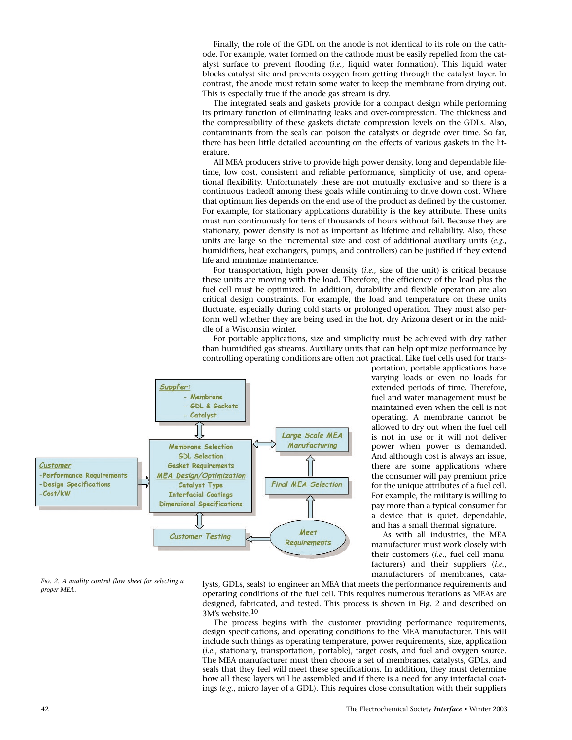Finally, the role of the GDL on the anode is not identical to its role on the cathode. For example, water formed on the cathode must be easily repelled from the catalyst surface to prevent flooding (*i.e.*, liquid water formation). This liquid water blocks catalyst site and prevents oxygen from getting through the catalyst layer. In contrast, the anode must retain some water to keep the membrane from drying out. This is especially true if the anode gas stream is dry.

The integrated seals and gaskets provide for a compact design while performing its primary function of eliminating leaks and over-compression. The thickness and the compressibility of these gaskets dictate compression levels on the GDLs. Also, contaminants from the seals can poison the catalysts or degrade over time. So far, there has been little detailed accounting on the effects of various gaskets in the literature.

All MEA producers strive to provide high power density, long and dependable lifetime, low cost, consistent and reliable performance, simplicity of use, and operational flexibility. Unfortunately these are not mutually exclusive and so there is a continuous tradeoff among these goals while continuing to drive down cost. Where that optimum lies depends on the end use of the product as defined by the customer. For example, for stationary applications durability is the key attribute. These units must run continuously for tens of thousands of hours without fail. Because they are stationary, power density is not as important as lifetime and reliability. Also, these units are large so the incremental size and cost of additional auxiliary units (*e.g.*, humidifiers, heat exchangers, pumps, and controllers) can be justified if they extend life and minimize maintenance.

For transportation, high power density (*i.e.*, size of the unit) is critical because these units are moving with the load. Therefore, the efficiency of the load plus the fuel cell must be optimized. In addition, durability and flexible operation are also critical design constraints. For example, the load and temperature on these units fluctuate, especially during cold starts or prolonged operation. They must also perform well whether they are being used in the hot, dry Arizona desert or in the middle of a Wisconsin winter.

For portable applications, size and simplicity must be achieved with dry rather than humidified gas streams. Auxiliary units that can help optimize performance by controlling operating conditions are often not practical. Like fuel cells used for transportation, portable applications have varying loads or even no loads for extended periods of time. Therefore, fuel and water management must be maintained even when the cell is not operating. A membrane cannot be allowed to dry out when the fuel cell is not in use or it will not deliver power when power is demanded. And although cost is always an issue, there are some applications where the consumer will pay premium price for the unique attributes of a fuel cell. For example, the military is willing to pay more than a typical consumer for a device that is quiet, dependable, and has a small thermal signature.

As with all industries, the MEA manufacturer must work closely with their customers (*i.e.*, fuel cell manufacturers) and their suppliers (*i.e.*, manufacturers of membranes, catalysts, GDLs, seals) to engineer an MEA that meets the performance requirements and operating conditions of the fuel cell. This requires numerous iterations as MEAs are designed, fabricated, and tested. This process is shown in Fig. 2 and described on 3M's website.[10]

*Fig. 2. A quality control flow sheet for selecting a proper MEA.*

The process begins with the customer providing performance requirements, design specifications, and operating conditions to the MEA manufacturer. This will include such things as operating temperature, power requirements, size, application (*i.e.*, stationary, transportation, portable), target costs, and fuel and oxygen source. The MEA manufacturer must then choose a set of membranes, catalysts, GDLs, and seals that they feel will meet these specifications. In addition, they must determine how all these layers will be assembled and if there is a need for any interfacial coatings (*e.g.*, micro layer of a GDL). This requires close consultation with their suppliers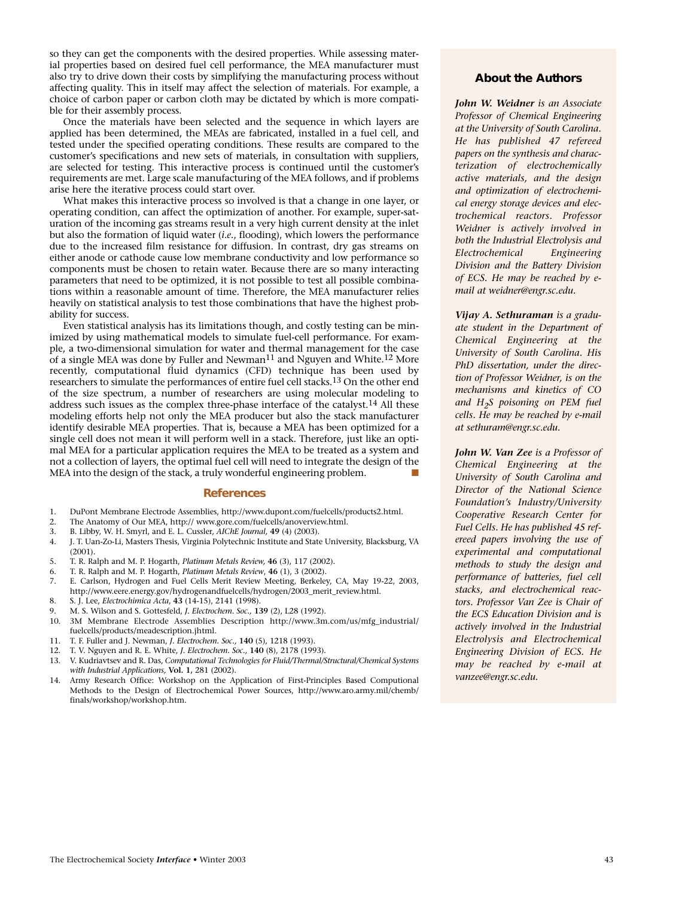so they can get the components with the desired properties. While assessing material properties based on desired fuel cell performance, the MEA manufacturer must also try to drive down their costs by simplifying the manufacturing process without affecting quality. This in itself may affect the selection of materials. For example, a choice of carbon paper or carbon cloth may be dictated by which is more compatible for their assembly process.

Once the materials have been selected and the sequence in which layers are applied has been determined, the MEAs are fabricated, installed in a fuel cell, and tested under the specified operating conditions. These results are compared to the customer's specifications and new sets of materials, in consultation with suppliers, are selected for testing. This interactive process is continued until the customer's requirements are met. Large scale manufacturing of the MEA follows, and if problems arise here the iterative process could start over.

What makes this interactive process so involved is that a change in one layer, or operating condition, can affect the optimization of another. For example, super-saturation of the incoming gas streams result in a very high current density at the inlet but also the formation of liquid water (*i.e.*, flooding), which lowers the performance due to the increased film resistance for diffusion. In contrast, dry gas streams on either anode or cathode cause low membrane conductivity and low performance so components must be chosen to retain water. Because there are so many interacting parameters that need to be optimized, it is not possible to test all possible combinations within a reasonable amount of time. Therefore, the MEA manufacturer relies heavily on statistical analysis to test those combinations that have the highest probability for success.

Even statistical analysis has its limitations though, and costly testing can be minimized by using mathematical models to simulate fuel-cell performance. For example, a two-dimensional simulation for water and thermal management for the case of a single MEA was done by Fuller and Newman[11] and Nguyen and White.[12] More recently, computational fluid dynamics (CFD) technique has been used by researchers to simulate the performances of entire fuel cell stacks.[13] On the other end of the size spectrum, a number of researchers are using molecular modeling to address such issues as the complex three-phase interface of the catalyst.[14] All these modeling efforts help not only the MEA producer but also the stack manufacturer identify desirable MEA properties. That is, because a MEA has been optimized for a single cell does not mean it will perform well in a stack. Therefore, just like an optimal MEA for a particular application requires the MEA to be treated as a system and not a collection of layers, the optimal fuel cell will need to integrate the design of the MEA into the design of the stack, a truly wonderful engineering problem. ■

## References

1. DuPont Membrane Electrode Assemblies, http://www.dupont.com/fuelcells/products2.html.
2. The Anatomy of Our MEA, http:// www.gore.com/fuelcells/anoverview.html.
3. B. Libby, W. H. Smyrl, and E. L. Cussler, *AIChE Journal*, **49** (4) (2003).
4. J. T. Uan-Zo-Li, Masters Thesis, Virginia Polytechnic Institute and State University, Blacksburg, VA (2001).
5. T. R. Ralph and M. P. Hogarth, *Platinum Metals Review*, **46** (3), 117 (2002).
6. T. R. Ralph and M. P. Hogarth, *Platinum Metals Review*, **46** (1), 3 (2002).
7. E. Carlson, Hydrogen and Fuel Cells Merit Review Meeting, Berkeley, CA, May 19-22, 2003, http://www.eere.energy.gov/hydrogenandfuelcells/hydrogen/2003_merit_review.html.
8. S. J. Lee, *Electrochimica Acta*, **43** (14-15), 2141 (1998).
9. M. S. Wilson and S. Gottesfeld, *J. Electrochem. Soc.*, **139** (2), L28 (1992).
10. 3M Membrane Electrode Assemblies Description http://www.3m.com/us/mfg_industrial/fuelcells/products/meadescription.jhtml.
11. T. F. Fuller and J. Newman, *J. Electrochem. Soc.*, **140** (5), 1218 (1993).
12. T. V. Nguyen and R. E. White, *J. Electrochem. Soc.*, **140** (8), 2178 (1993).
13. V. Kudriavtsev and R. Das, *Computational Technologies for Fluid/Thermal/Structural/Chemical Systems with Industrial Applications*, **Vol. 1**, 281 (2002).
14. Army Research Office: Workshop on the Application of First-Principles Based Computional Methods to the Design of Electrochemical Power Sources, http://www.aro.army.mil/chemb/finals/workshop/workshop.htm.

## About the Authors

***John W. Weidner*** *is an Associate Professor of Chemical Engineering at the University of South Carolina. He has published 47 refereed papers on the synthesis and characterization of electrochemically active materials, and the design and optimization of electrochemical energy storage devices and electrochemical reactors. Professor Weidner is actively involved in both the Industrial Electrolysis and Electrochemical Engineering Division and the Battery Division of ECS. He may be reached by e-mail at weidner@engr.sc.edu.*

***Vijay A. Sethuraman*** *is a graduate student in the Department of Chemical Engineering at the University of South Carolina. His PhD dissertation, under the direction of Professor Weidner, is on the mechanisms and kinetics of CO and* $H_2S$ *poisoning on PEM fuel cells. He may be reached by e-mail at sethuram@engr.sc.edu.*

***John W. Van Zee*** *is a Professor of Chemical Engineering at the University of South Carolina and Director of the National Science Foundation's Industry/University Cooperative Research Center for Fuel Cells. He has published 45 refereed papers involving the use of experimental and computational methods to study the design and performance of batteries, fuel cell stacks, and electrochemical reactors. Professor Van Zee is Chair of the ECS Education Division and is actively involved in the Industrial Electrolysis and Electrochemical Engineering Division of ECS. He may be reached by e-mail at vanzee@engr.sc.edu.*